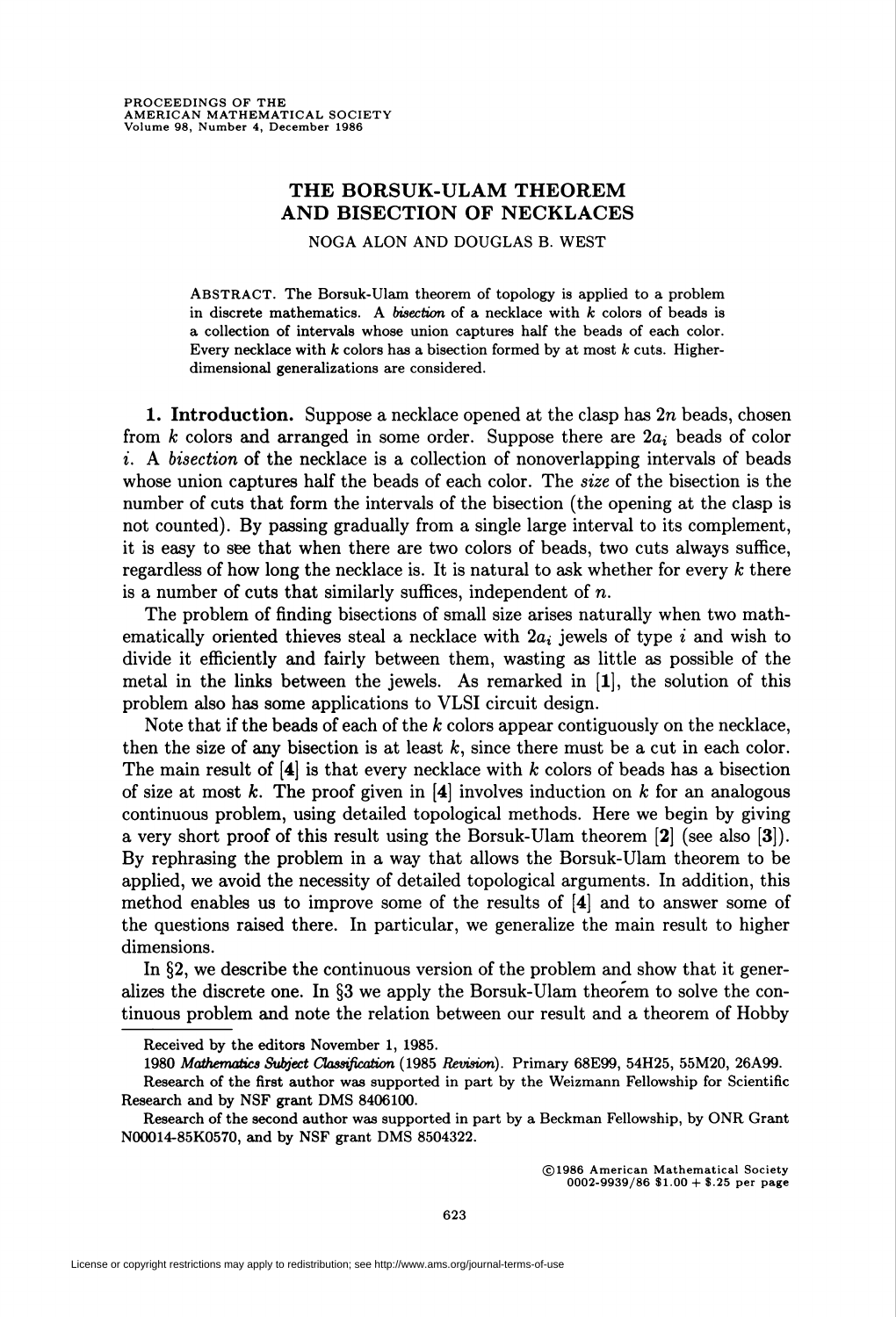# THE BORSUK-ULAM THEOREM AND BISECTION OF NECKLACES

NOGA ALON AND DOUGLAS B. WEST

ABSTRACT. The Borsuk-Ulam theorem of topology is applied to a problem in discrete mathematics. A *bisection* of a necklace with $k$ colors of beads is a collection of intervals whose union captures half the beads of each color. Every necklace with $k$ colors has a bisection formed by at most $k$ cuts. Higher-dimensional generalizations are considered.

**1. Introduction.** Suppose a necklace opened at the clasp has $2n$ beads, chosen from $k$ colors and arranged in some order. Suppose there are $2a_i$ beads of color $i$. A *bisection* of the necklace is a collection of nonoverlapping intervals of beads whose union captures half the beads of each color. The *size* of the bisection is the number of cuts that form the intervals of the bisection (the opening at the clasp is not counted). By passing gradually from a single large interval to its complement, it is easy to see that when there are two colors of beads, two cuts always suffice, regardless of how long the necklace is. It is natural to ask whether for every $k$ there is a number of cuts that similarly suffices, independent of $n$.

The problem of finding bisections of small size arises naturally when two mathematically oriented thieves steal a necklace with $2a_i$ jewels of type $i$ and wish to divide it efficiently and fairly between them, wasting as little as possible of the metal in the links between the jewels. As remarked in [1], the solution of this problem also has some applications to VLSI circuit design.

Note that if the beads of each of the $k$ colors appear contiguously on the necklace, then the size of any bisection is at least $k$, since there must be a cut in each color. The main result of [4] is that every necklace with $k$ colors of beads has a bisection of size at most $k$. The proof given in [4] involves induction on $k$ for an analogous continuous problem, using detailed topological methods. Here we begin by giving a very short proof of this result using the Borsuk-Ulam theorem [2] (see also [3]). By rephrasing the problem in a way that allows the Borsuk-Ulam theorem to be applied, we avoid the necessity of detailed topological arguments. In addition, this method enables us to improve some of the results of [4] and to answer some of the questions raised there. In particular, we generalize the main result to higher dimensions.

In §2, we describe the continuous version of the problem and show that it generalizes the discrete one. In §3 we apply the Borsuk-Ulam theorem to solve the continuous problem and note the relation between our result and a theorem of Hobby

---

Received by the editors November 1, 1985.

1980 *Mathematics Subject Classification* (1985 *Revision*). Primary 68E99, 54H25, 55M20, 26A99.

Research of the first author was supported in part by the Weizmann Fellowship for Scientific Research and by NSF grant DMS 8406100.

Research of the second author was supported in part by a Beckman Fellowship, by ONR Grant N00014-85K0570, and by NSF grant DMS 8504322.

©1986 American Mathematical Society
0002-9939/86 $1.00 + $.25 per page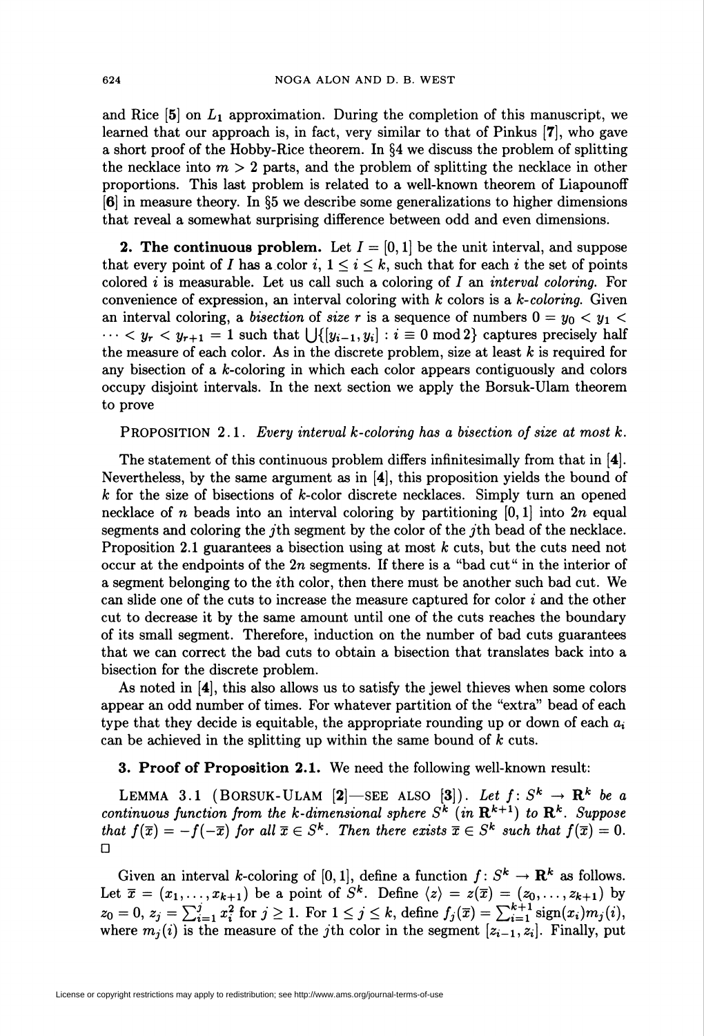and Rice [5] on $L_1$ approximation. During the completion of this manuscript, we learned that our approach is, in fact, very similar to that of Pinkus [7], who gave a short proof of the Hobby-Rice theorem. In §4 we discuss the problem of splitting the necklace into $m > 2$ parts, and the problem of splitting the necklace in other proportions. This last problem is related to a well-known theorem of Liapounoff [6] in measure theory. In §5 we describe some generalizations to higher dimensions that reveal a somewhat surprising difference between odd and even dimensions.

**2. The continuous problem.** Let $I = [0,1]$ be the unit interval, and suppose that every point of $I$ has a color $i$, $1 \leq i \leq k$, such that for each $i$ the set of points colored $i$ is measurable. Let us call such a coloring of $I$ an *interval coloring*. For convenience of expression, an interval coloring with $k$ colors is a *k-coloring*. Given an interval coloring, a *bisection* of *size* $r$ is a sequence of numbers $0 = y_0 < y_1 < \cdots < y_r < y_{r+1} = 1$ such that $\bigcup\{[y_{i-1}, y_i] : i \equiv 0 \bmod 2\}$ captures precisely half the measure of each color. As in the discrete problem, size at least $k$ is required for any bisection of a $k$-coloring in which each color appears contiguously and colors occupy disjoint intervals. In the next section we apply the Borsuk-Ulam theorem to prove

PROPOSITION 2.1. *Every interval k-coloring has a bisection of size at most k.*

The statement of this continuous problem differs infinitesimally from that in [4]. Nevertheless, by the same argument as in [4], this proposition yields the bound of $k$ for the size of bisections of $k$-color discrete necklaces. Simply turn an opened necklace of $n$ beads into an interval coloring by partitioning $[0,1]$ into $2n$ equal segments and coloring the $j$th segment by the color of the $j$th bead of the necklace. Proposition 2.1 guarantees a bisection using at most $k$ cuts, but the cuts need not occur at the endpoints of the $2n$ segments. If there is a "bad cut" in the interior of a segment belonging to the $i$th color, then there must be another such bad cut. We can slide one of the cuts to increase the measure captured for color $i$ and the other cut to decrease it by the same amount until one of the cuts reaches the boundary of its small segment. Therefore, induction on the number of bad cuts guarantees that we can correct the bad cuts to obtain a bisection that translates back into a bisection for the discrete problem.

As noted in [4], this also allows us to satisfy the jewel thieves when some colors appear an odd number of times. For whatever partition of the "extra" bead of each type that they decide is equitable, the appropriate rounding up or down of each $a_i$ can be achieved in the splitting up within the same bound of $k$ cuts.

**3. Proof of Proposition 2.1.** We need the following well-known result:

LEMMA 3.1 (BORSUK-ULAM [2]—SEE ALSO [3]). *Let $f \colon S^k \to \mathbf{R}^k$ be a continuous function from the k-dimensional sphere $S^k$ (in $\mathbf{R}^{k+1}$) to $\mathbf{R}^k$. Suppose that $f(\overline{x}) = -f(-\overline{x})$ for all $\overline{x} \in S^k$. Then there exists $\overline{x} \in S^k$ such that $f(\overline{x}) = 0$.* □

Given an interval $k$-coloring of $[0,1]$, define a function $f \colon S^k \to \mathbf{R}^k$ as follows. Let $\overline{x} = (x_1, \ldots, x_{k+1})$ be a point of $S^k$. Define $\langle z \rangle = z(\overline{x}) = (z_0, \ldots, z_{k+1})$ by $z_0 = 0$, $z_j = \sum_{i=1}^{j} x_i^2$ for $j \geq 1$. For $1 \leq j \leq k$, define $f_j(\overline{x}) = \sum_{i=1}^{k+1} \operatorname{sign}(x_i) m_j(i)$, where $m_j(i)$ is the measure of the $j$th color in the segment $[z_{i-1}, z_i]$. Finally, put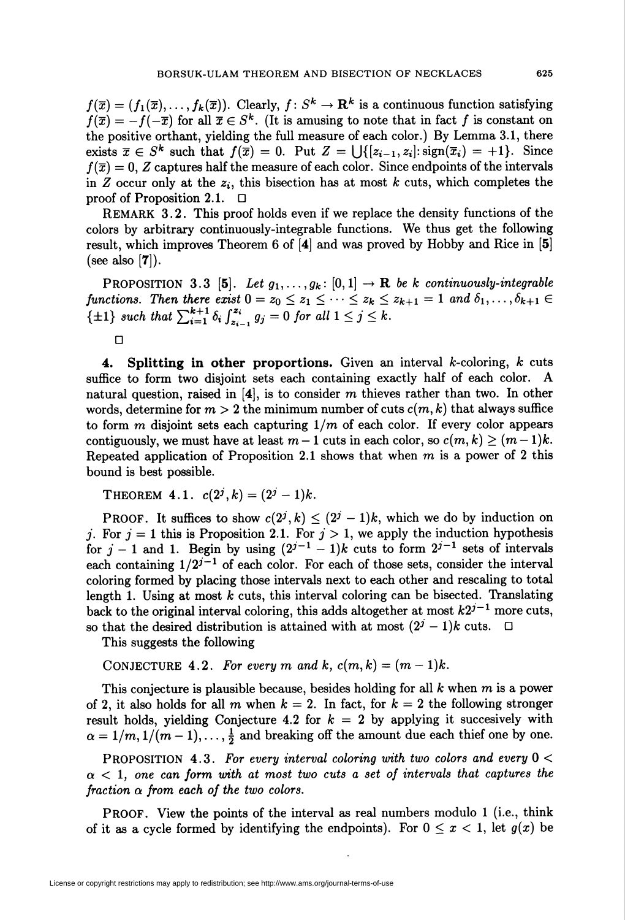$f(\bar{x}) = (f_1(\bar{x}), \ldots, f_k(\bar{x}))$. Clearly, $f \colon S^k \to \mathbf{R}^k$ is a continuous function satisfying $f(\bar{x}) = -f(-\bar{x})$ for all $\bar{x} \in S^k$. (It is amusing to note that in fact $f$ is constant on the positive orthant, yielding the full measure of each color.) By Lemma 3.1, there exists $\bar{x} \in S^k$ such that $f(\bar{x}) = 0$. Put $Z = \bigcup\{[z_{i-1}, z_i]: \operatorname{sign}(\bar{x}_i) = +1\}$. Since $f(\bar{x}) = 0$, $Z$ captures half the measure of each color. Since endpoints of the intervals in $Z$ occur only at the $z_i$, this bisection has at most $k$ cuts, which completes the proof of Proposition 2.1. □

REMARK 3.2. This proof holds even if we replace the density functions of the colors by arbitrary continuously-integrable functions. We thus get the following result, which improves Theorem 6 of [4] and was proved by Hobby and Rice in [5] (see also [7]).

PROPOSITION 3.3 [5]. *Let $g_1, \ldots, g_k \colon [0,1] \to \mathbf{R}$ be $k$ continuously-integrable functions. Then there exist $0 = z_0 \le z_1 \le \cdots \le z_k \le z_{k+1} = 1$ and $\delta_1, \ldots, \delta_{k+1} \in \{\pm 1\}$ such that $\sum_{i=1}^{k+1} \delta_i \int_{z_{i-1}}^{z_i} g_j = 0$ for all $1 \le j \le k$.*

□

## 4. Splitting in other proportions.

Given an interval $k$-coloring, $k$ cuts suffice to form two disjoint sets each containing exactly half of each color. A natural question, raised in [4], is to consider $m$ thieves rather than two. In other words, determine for $m > 2$ the minimum number of cuts $c(m, k)$ that always suffice to form $m$ disjoint sets each capturing $1/m$ of each color. If every color appears contiguously, we must have at least $m - 1$ cuts in each color, so $c(m, k) \ge (m-1)k$. Repeated application of Proposition 2.1 shows that when $m$ is a power of 2 this bound is best possible.

THEOREM 4.1. $c(2^j, k) = (2^j - 1)k$.

PROOF. It suffices to show $c(2^j, k) \le (2^j - 1)k$, which we do by induction on $j$. For $j = 1$ this is Proposition 2.1. For $j > 1$, we apply the induction hypothesis for $j - 1$ and 1. Begin by using $(2^{j-1} - 1)k$ cuts to form $2^{j-1}$ sets of intervals each containing $1/2^{j-1}$ of each color. For each of those sets, consider the interval coloring formed by placing those intervals next to each other and rescaling to total length 1. Using at most $k$ cuts, this interval coloring can be bisected. Translating back to the original interval coloring, this adds altogether at most $k2^{j-1}$ more cuts, so that the desired distribution is attained with at most $(2^j - 1)k$ cuts. □

This suggests the following

CONJECTURE 4.2. *For every $m$ and $k$, $c(m, k) = (m - 1)k$.*

This conjecture is plausible because, besides holding for all $k$ when $m$ is a power of 2, it also holds for all $m$ when $k = 2$. In fact, for $k = 2$ the following stronger result holds, yielding Conjecture 4.2 for $k = 2$ by applying it succesively with $\alpha = 1/m, 1/(m-1), \ldots, \frac{1}{2}$ and breaking off the amount due each thief one by one.

PROPOSITION 4.3. *For every interval coloring with two colors and every $0 < \alpha < 1$, one can form with at most two cuts a set of intervals that captures the fraction $\alpha$ from each of the two colors.*

PROOF. View the points of the interval as real numbers modulo 1 (i.e., think of it as a cycle formed by identifying the endpoints). For $0 \le x < 1$, let $g(x)$ be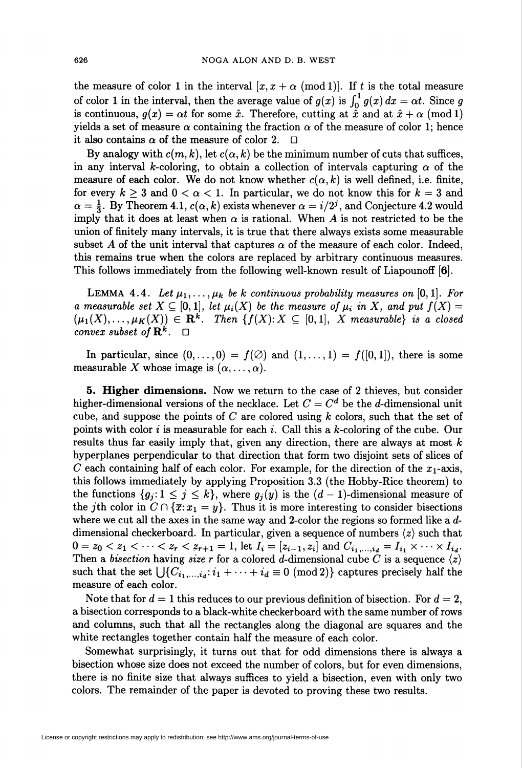the measure of color 1 in the interval $[x, x+\alpha \pmod 1)]$. If $t$ is the total measure of color 1 in the interval, then the average value of $g(x)$ is $\int_0^1 g(x)\,dx = \alpha t$. Since $g$ is continuous, $g(x) = \alpha t$ for some $\hat{x}$. Therefore, cutting at $\hat{x}$ and at $\hat{x}+\alpha \pmod 1)$ yields a set of measure $\alpha$ containing the fraction $\alpha$ of the measure of color 1; hence it also contains $\alpha$ of the measure of color 2. $\square$

By analogy with $c(m,k)$, let $c(\alpha,k)$ be the minimum number of cuts that suffices, in any interval $k$-coloring, to obtain a collection of intervals capturing $\alpha$ of the measure of each color. We do not know whether $c(\alpha,k)$ is well defined, i.e. finite, for every $k \geq 3$ and $0 < \alpha < 1$. In particular, we do not know this for $k = 3$ and $\alpha = \frac{1}{3}$. By Theorem 4.1, $c(\alpha,k)$ exists whenever $\alpha = i/2^j$, and Conjecture 4.2 would imply that it does at least when $\alpha$ is rational. When $A$ is not restricted to be the union of finitely many intervals, it is true that there always exists some measurable subset $A$ of the unit interval that captures $\alpha$ of the measure of each color. Indeed, this remains true when the colors are replaced by arbitrary continuous measures. This follows immediately from the following well-known result of Liapounoff [6].

Lemma 4.4. *Let $\mu_1, \ldots, \mu_k$ be $k$ continuous probability measures on $[0,1]$. For a measurable set $X \subseteq [0,1]$, let $\mu_i(X)$ be the measure of $\mu_i$ in $X$, and put $f(X) = (\mu_1(X), \ldots, \mu_K(X)) \in \mathbf{R}^k$. Then $\{f(X): X \subseteq [0,1],\ X \text{ measurable}\}$ is a closed convex subset of $\mathbf{R}^k$.* $\square$

In particular, since $(0,\ldots,0) = f(\varnothing)$ and $(1,\ldots,1) = f([0,1])$, there is some measurable $X$ whose image is $(\alpha,\ldots,\alpha)$.

## 5. Higher dimensions.

Now we return to the case of 2 thieves, but consider higher-dimensional versions of the necklace. Let $C = C^d$ be the $d$-dimensional unit cube, and suppose the points of $C$ are colored using $k$ colors, such that the set of points with color $i$ is measurable for each $i$. Call this a $k$-coloring of the cube. Our results thus far easily imply that, given any direction, there are always at most $k$ hyperplanes perpendicular to that direction that form two disjoint sets of slices of $C$ each containing half of each color. For example, for the direction of the $x_1$-axis, this follows immediately by applying Proposition 3.3 (the Hobby-Rice theorem) to the functions $\{g_j : 1 \leq j \leq k\}$, where $g_j(y)$ is the $(d-1)$-dimensional measure of the $j$th color in $C \cap \{\overline{x}: x_1 = y\}$. Thus it is more interesting to consider bisections where we cut all the axes in the same way and 2-color the regions so formed like a $d$-dimensional checkerboard. In particular, given a sequence of numbers $\langle z \rangle$ such that $0 = z_0 < z_1 < \cdots < z_r < z_{r+1} = 1$, let $I_i = [z_{i-1}, z_i]$ and $C_{i_1,\ldots,i_d} = I_{i_1} \times \cdots \times I_{i_d}$. Then a *bisection* having *size $r$* for a colored $d$-dimensional cube $C$ is a sequence $\langle z \rangle$ such that the set $\bigcup \{C_{i_1,\ldots,i_d} : i_1 + \cdots + i_d \equiv 0 \pmod 2\}$ captures precisely half the measure of each color.

Note that for $d = 1$ this reduces to our previous definition of bisection. For $d = 2$, a bisection corresponds to a black-white checkerboard with the same number of rows and columns, such that all the rectangles along the diagonal are squares and the white rectangles together contain half the measure of each color.

Somewhat surprisingly, it turns out that for odd dimensions there is always a bisection whose size does not exceed the number of colors, but for even dimensions, there is no finite size that always suffices to yield a bisection, even with only two colors. The remainder of the paper is devoted to proving these two results.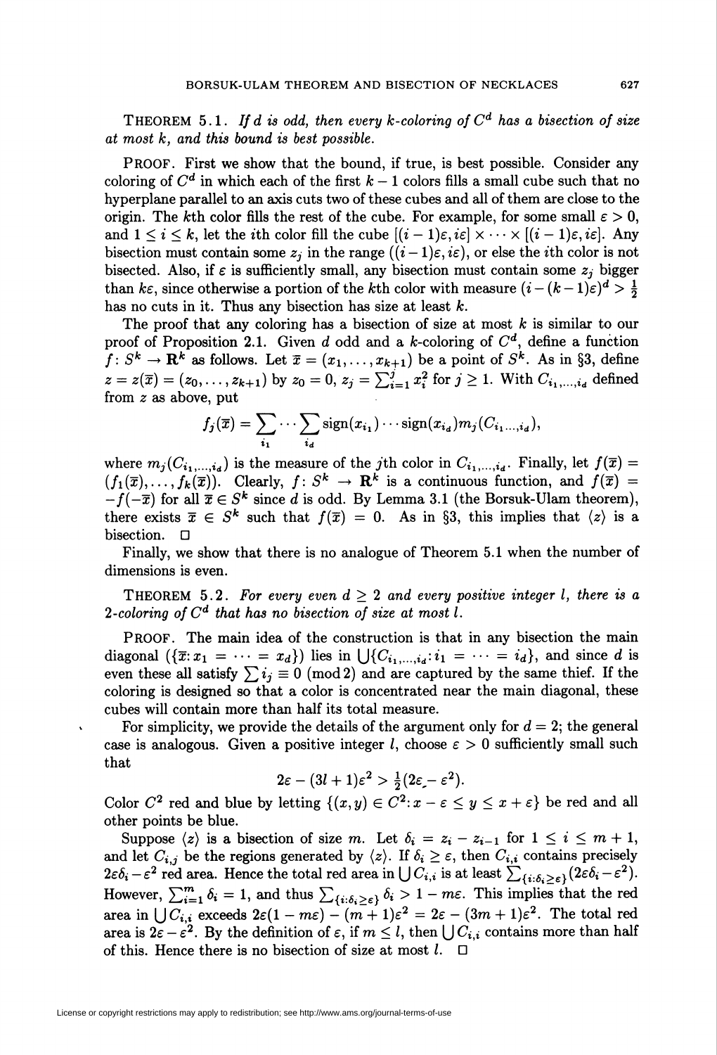**THEOREM 5.1.** *If $d$ is odd, then every $k$-coloring of $C^d$ has a bisection of size at most $k$, and this bound is best possible.*

PROOF. First we show that the bound, if true, is best possible. Consider any coloring of $C^d$ in which each of the first $k-1$ colors fills a small cube such that no hyperplane parallel to an axis cuts two of these cubes and all of them are close to the origin. The $k$th color fills the rest of the cube. For example, for some small $\varepsilon > 0$, and $1 \leq i \leq k$, let the $i$th color fill the cube $[(i-1)\varepsilon, i\varepsilon] \times \cdots \times [(i-1)\varepsilon, i\varepsilon]$. Any bisection must contain some $z_j$ in the range $((i-1)\varepsilon, i\varepsilon)$, or else the $i$th color is not bisected. Also, if $\varepsilon$ is sufficiently small, any bisection must contain some $z_j$ bigger than $k\varepsilon$, since otherwise a portion of the $k$th color with measure $(i-(k-1)\varepsilon)^d > \frac{1}{2}$ has no cuts in it. Thus any bisection has size at least $k$.

The proof that any coloring has a bisection of size at most $k$ is similar to our proof of Proposition 2.1. Given $d$ odd and a $k$-coloring of $C^d$, define a function $f\colon S^k \to \mathbf{R}^k$ as follows. Let $\overline{x} = (x_1, \ldots, x_{k+1})$ be a point of $S^k$. As in §3, define $z = z(\overline{x}) = (z_0, \ldots, z_{k+1})$ by $z_0 = 0$, $z_j = \sum_{i=1}^{j} x_i^2$ for $j \geq 1$. With $C_{i_1,\ldots,i_d}$ defined from $z$ as above, put

$$f_j(\overline{x}) = \sum_{i_1} \cdots \sum_{i_d} \operatorname{sign}(x_{i_1}) \cdots \operatorname{sign}(x_{i_d}) m_j(C_{i_1 \ldots, i_d}),$$

where $m_j(C_{i_1,\ldots,i_d})$ is the measure of the $j$th color in $C_{i_1,\ldots,i_d}$. Finally, let $f(\overline{x}) = (f_1(\overline{x}), \ldots, f_k(\overline{x}))$. Clearly, $f\colon S^k \to \mathbf{R}^k$ is a continuous function, and $f(\overline{x}) = -f(-\overline{x})$ for all $\overline{x} \in S^k$ since $d$ is odd. By Lemma 3.1 (the Borsuk-Ulam theorem), there exists $\overline{x} \in S^k$ such that $f(\overline{x}) = 0$. As in §3, this implies that $\langle z \rangle$ is a bisection. $\square$

Finally, we show that there is no analogue of Theorem 5.1 when the number of dimensions is even.

**THEOREM 5.2.** *For every even $d \geq 2$ and every positive integer $l$, there is a 2-coloring of $C^d$ that has no bisection of size at most $l$.*

PROOF. The main idea of the construction is that in any bisection the main diagonal ($\{\overline{x}\colon x_1 = \cdots = x_d\}$) lies in $\bigcup\{C_{i_1,\ldots,i_d}\colon i_1 = \cdots = i_d\}$, and since $d$ is even these all satisfy $\sum i_j \equiv 0 \pmod 2$ and are captured by the same thief. If the coloring is designed so that a color is concentrated near the main diagonal, these cubes will contain more than half its total measure.

For simplicity, we provide the details of the argument only for $d = 2$; the general case is analogous. Given a positive integer $l$, choose $\varepsilon > 0$ sufficiently small such that

$$2\varepsilon - (3l+1)\varepsilon^2 > \tfrac{1}{2}(2\varepsilon - \varepsilon^2).$$

Color $C^2$ red and blue by letting $\{(x,y) \in C^2\colon x - \varepsilon \leq y \leq x + \varepsilon\}$ be red and all other points be blue.

Suppose $\langle z \rangle$ is a bisection of size $m$. Let $\delta_i = z_i - z_{i-1}$ for $1 \leq i \leq m+1$, and let $C_{i,j}$ be the regions generated by $\langle z \rangle$. If $\delta_i \geq \varepsilon$, then $C_{i,i}$ contains precisely $2\varepsilon\delta_i - \varepsilon^2$ red area. Hence the total red area in $\bigcup C_{i,i}$ is at least $\sum_{\{i:\delta_i \geq \varepsilon\}} (2\varepsilon\delta_i - \varepsilon^2)$. However, $\sum_{i=1}^{m} \delta_i = 1$, and thus $\sum_{\{i:\delta_i \geq \varepsilon\}} \delta_i > 1 - m\varepsilon$. This implies that the red area in $\bigcup C_{i,i}$ exceeds $2\varepsilon(1 - m\varepsilon) - (m+1)\varepsilon^2 = 2\varepsilon - (3m+1)\varepsilon^2$. The total red area is $2\varepsilon - \varepsilon^2$. By the definition of $\varepsilon$, if $m \leq l$, then $\bigcup C_{i,i}$ contains more than half of this. Hence there is no bisection of size at most $l$. $\square$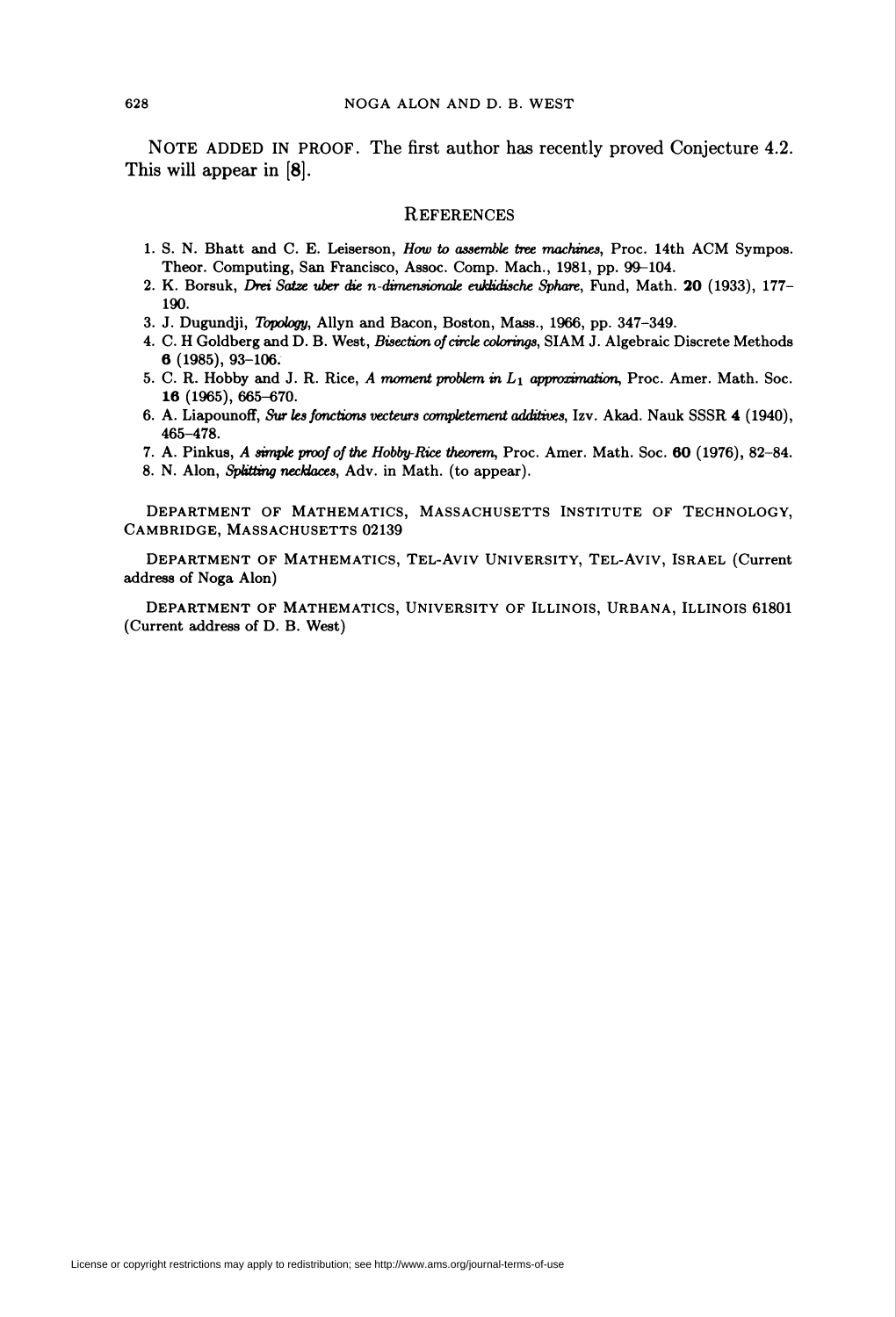NOTE ADDED IN PROOF. The first author has recently proved Conjecture 4.2. This will appear in [**8**].

## REFERENCES

1. S. N. Bhatt and C. E. Leiserson, *How to assemble tree machines*, Proc. 14th ACM Sympos. Theor. Computing, San Francisco, Assoc. Comp. Mach., 1981, pp. 99–104.
2. K. Borsuk, *Drei Satze uber die n-dimensionale euklidische Sphare*, Fund, Math. **20** (1933), 177–190.
3. J. Dugundji, *Topology*, Allyn and Bacon, Boston, Mass., 1966, pp. 347–349.
4. C. H Goldberg and D. B. West, *Bisection of circle colorings*, SIAM J. Algebraic Discrete Methods **6** (1985), 93–106.
5. C. R. Hobby and J. R. Rice, *A moment problem in $L_1$ approximation*, Proc. Amer. Math. Soc. **16** (1965), 665–670.
6. A. Liapounoff, *Sur les fonctions vecteurs completement additives*, Izv. Akad. Nauk SSSR **4** (1940), 465–478.
7. A. Pinkus, *A simple proof of the Hobby-Rice theorem*, Proc. Amer. Math. Soc. **60** (1976), 82–84.
8. N. Alon, *Splitting necklaces*, Adv. in Math. (to appear).

DEPARTMENT OF MATHEMATICS, MASSACHUSETTS INSTITUTE OF TECHNOLOGY, CAMBRIDGE, MASSACHUSETTS 02139

DEPARTMENT OF MATHEMATICS, TEL-AVIV UNIVERSITY, TEL-AVIV, ISRAEL (Current address of Noga Alon)

DEPARTMENT OF MATHEMATICS, UNIVERSITY OF ILLINOIS, URBANA, ILLINOIS 61801 (Current address of D. B. West)